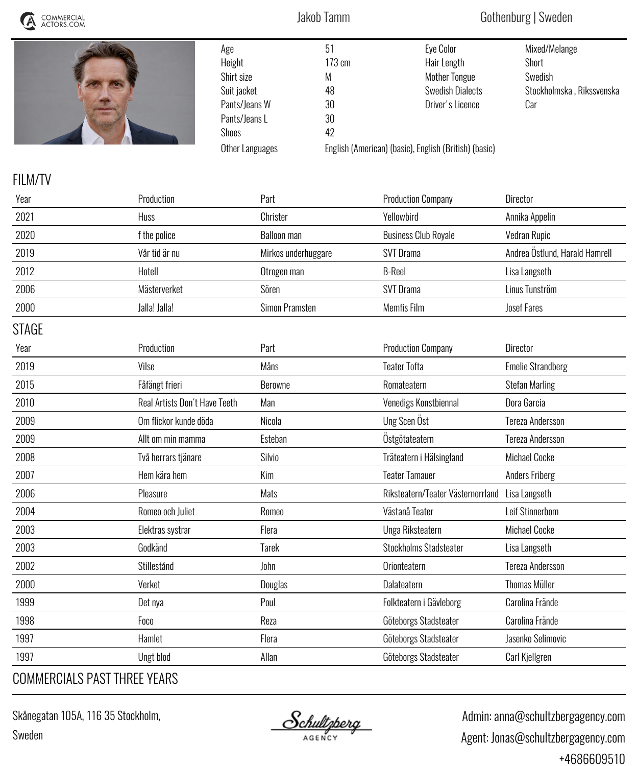COMMERCIAL ACTORS.COM

# Jakob Tamm

Gothenburg | Sweden

| | | | |
|---|---|---|---|
| Age | 51 | Eye Color | Mixed/Melange |
| Height | 173 cm | Hair Length | Short |
| Shirt size | M | Mother Tongue | Swedish |
| Suit jacket | 48 | Swedish Dialects | Stockholmska , Rikssvenska |
| Pants/Jeans W | 30 | Driver's Licence | Car |
| Pants/Jeans L | 30 | | |
| Shoes | 42 | | |
| Other Languages | English (American) (basic), English (British) (basic) | | |

## FILM/TV

| Year | Production | Part | Production Company | Director |
|---|---|---|---|---|
| 2021 | Huss | Christer | Yellowbird | Annika Appelin |
| 2020 | f the police | Balloon man | Business Club Royale | Vedran Rupic |
| 2019 | Vår tid är nu | Mirkos underhuggare | SVT Drama | Andrea Östlund, Harald Hamrell |
| 2012 | Hotell | Otrogen man | B-Reel | Lisa Langseth |
| 2006 | Mästerverket | Sören | SVT Drama | Linus Tunström |
| 2000 | Jalla! Jalla! | Simon Pramsten | Memfis Film | Josef Fares |

## STAGE

| Year | Production | Part | Production Company | Director |
|---|---|---|---|---|
| 2019 | Vilse | Måns | Teater Tofta | Emelie Strandberg |
| 2015 | Fåfängt frieri | Berowne | Romateatern | Stefan Marling |
| 2010 | Real Artists Don´t Have Teeth | Man | Venedigs Konstbiennal | Dora Garcia |
| 2009 | Om flickor kunde döda | Nicola | Ung Scen Öst | Tereza Andersson |
| 2009 | Allt om min mamma | Esteban | Östgötateatern | Tereza Andersson |
| 2008 | Två herrars tjänare | Silvio | Träteatern i Hälsingland | Michael Cocke |
| 2007 | Hem kära hem | Kim | Teater Tamauer | Anders Friberg |
| 2006 | Pleasure | Mats | Riksteatern/Teater Västernorrland | Lisa Langseth |
| 2004 | Romeo och Juliet | Romeo | Västanå Teater | Leif Stinnerbom |
| 2003 | Elektras systrar | Flera | Unga Riksteatern | Michael Cocke |
| 2003 | Godkänd | Tarek | Stockholms Stadsteater | Lisa Langseth |
| 2002 | Stillestånd | John | Orionteatern | Tereza Andersson |
| 2000 | Verket | Douglas | Dalateatern | Thomas Müller |
| 1999 | Det nya | Poul | Folkteatern i Gävleborg | Carolina Frände |
| 1998 | Foco | Reza | Göteborgs Stadsteater | Carolina Frände |
| 1997 | Hamlet | Flera | Göteborgs Stadsteater | Jasenko Selimovic |
| 1997 | Ungt blod | Allan | Göteborgs Stadsteater | Carl Kjellgren |

## COMMERCIALS PAST THREE YEARS

Skånegatan 105A, 116 35 Stockholm,
Sweden

Schultzberg AGENCY

Admin: anna@schultzbergagency.com
Agent: Jonas@schultzbergagency.com
+4686609510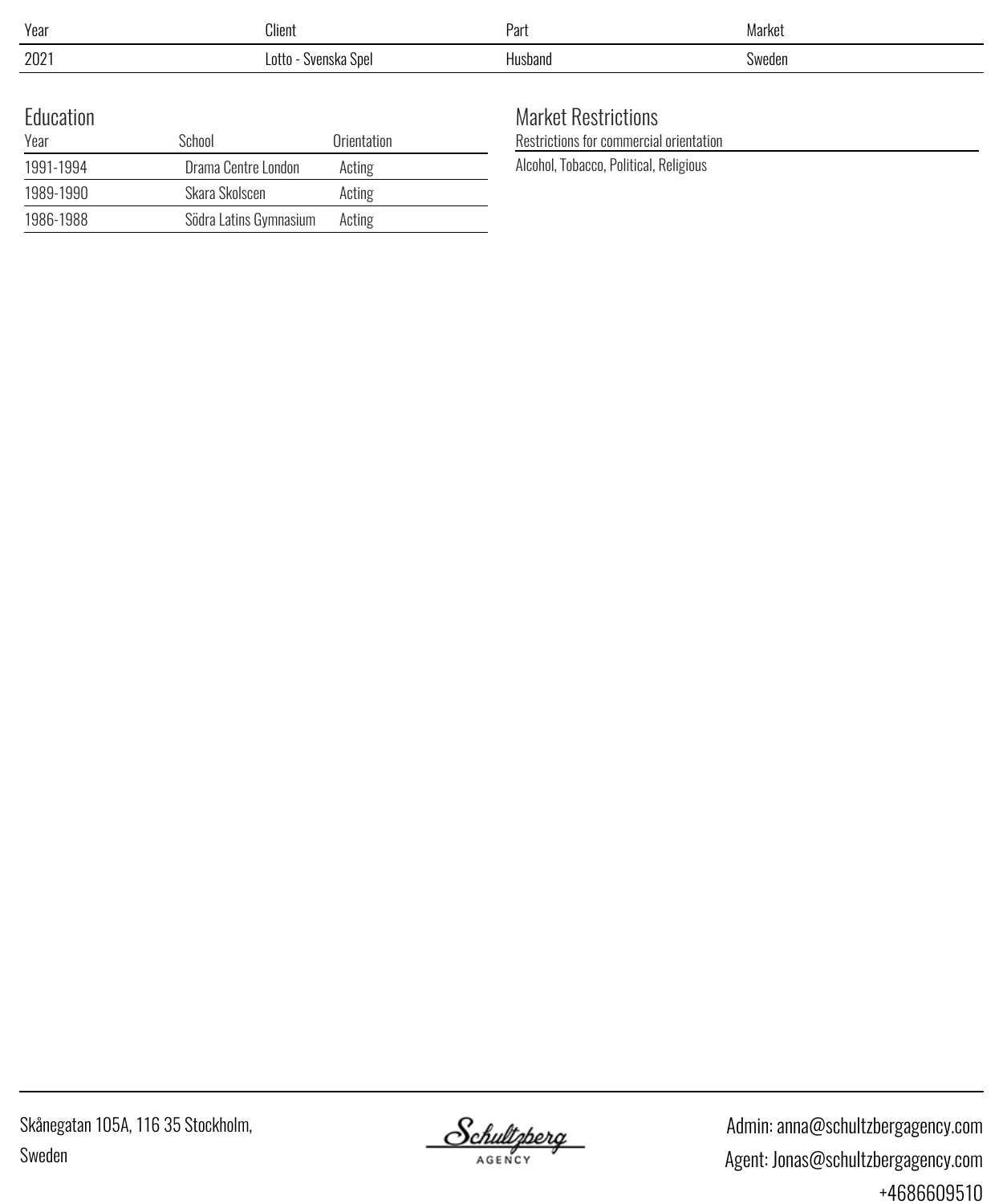| Year | Client | Part | Market |
|---|---|---|---|
| 2021 | Lotto - Svenska Spel | Husband | Sweden |

## Education

| Year | School | Orientation |
|---|---|---|
| 1991-1994 | Drama Centre London | Acting |
| 1989-1990 | Skara Skolscen | Acting |
| 1986-1988 | Södra Latins Gymnasium | Acting |

## Market Restrictions

| Restrictions for commercial orientation |
|---|
| Alcohol, Tobacco, Political, Religious |

Skånegatan 105A, 116 35 Stockholm,
Sweden

Schultzberg AGENCY

Admin: anna@schultzbergagency.com
Agent: Jonas@schultzbergagency.com
+4686609510